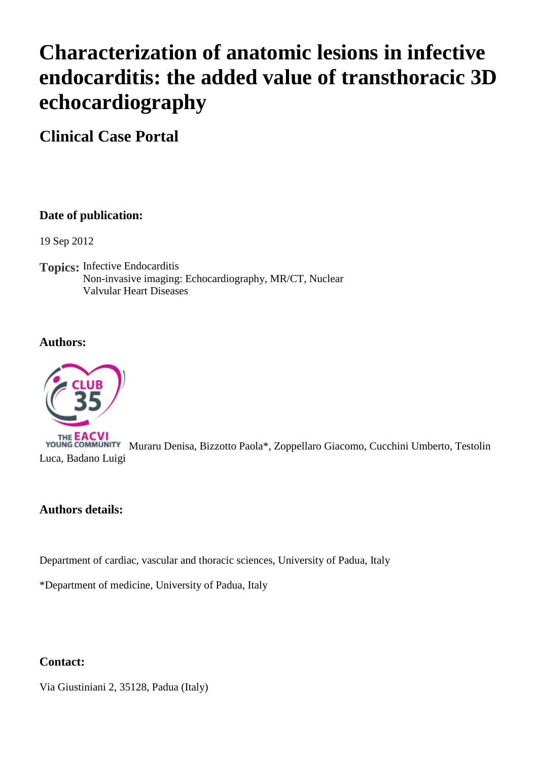# Characterization of anatomic lesions in infective endocarditis: the added value of transthoracic 3D echocardiography

## Clinical Case Portal

**Date of publication:**

19 Sep 2012

**Topics:** Infective Endocarditis
Non-invasive imaging: Echocardiography, MR/CT, Nuclear
Valvular Heart Diseases

**Authors:**

CLUB 35 THE EACVI YOUNG COMMUNITY Muraru Denisa, Bizzotto Paola*, Zoppellaro Giacomo, Cucchini Umberto, Testolin Luca, Badano Luigi

**Authors details:**

Department of cardiac, vascular and thoracic sciences, University of Padua, Italy

*Department of medicine, University of Padua, Italy

**Contact:**

Via Giustiniani 2, 35128, Padua (Italy)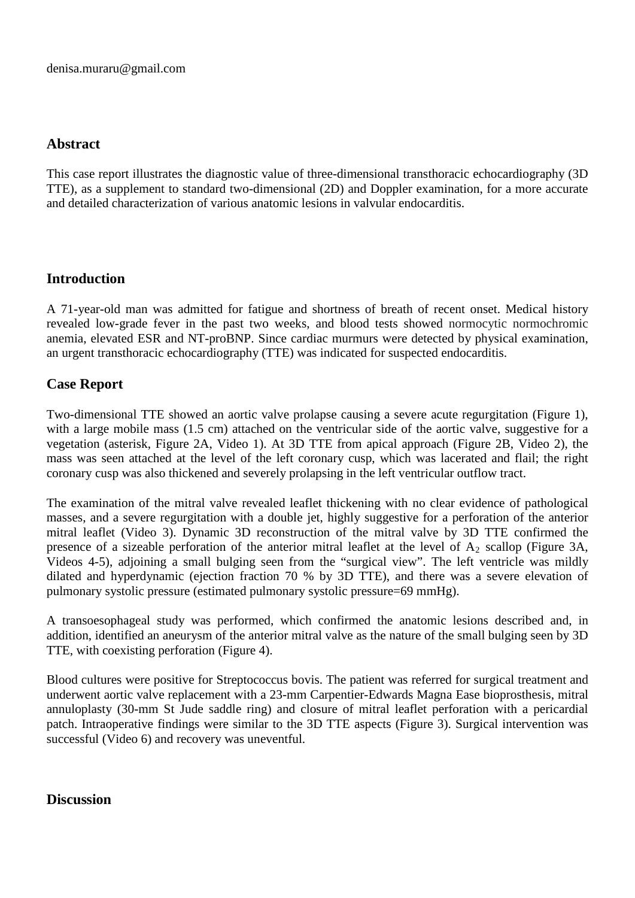denisa.muraru@gmail.com

## Abstract

This case report illustrates the diagnostic value of three-dimensional transthoracic echocardiography (3D TTE), as a supplement to standard two-dimensional (2D) and Doppler examination, for a more accurate and detailed characterization of various anatomic lesions in valvular endocarditis.

## Introduction

A 71-year-old man was admitted for fatigue and shortness of breath of recent onset. Medical history revealed low-grade fever in the past two weeks, and blood tests showed normocytic normochromic anemia, elevated ESR and NT-proBNP. Since cardiac murmurs were detected by physical examination, an urgent transthoracic echocardiography (TTE) was indicated for suspected endocarditis.

## Case Report

Two-dimensional TTE showed an aortic valve prolapse causing a severe acute regurgitation (Figure 1), with a large mobile mass (1.5 cm) attached on the ventricular side of the aortic valve, suggestive for a vegetation (asterisk, Figure 2A, Video 1). At 3D TTE from apical approach (Figure 2B, Video 2), the mass was seen attached at the level of the left coronary cusp, which was lacerated and flail; the right coronary cusp was also thickened and severely prolapsing in the left ventricular outflow tract.

The examination of the mitral valve revealed leaflet thickening with no clear evidence of pathological masses, and a severe regurgitation with a double jet, highly suggestive for a perforation of the anterior mitral leaflet (Video 3). Dynamic 3D reconstruction of the mitral valve by 3D TTE confirmed the presence of a sizeable perforation of the anterior mitral leaflet at the level of $A_2$ scallop (Figure 3A, Videos 4-5), adjoining a small bulging seen from the "surgical view". The left ventricle was mildly dilated and hyperdynamic (ejection fraction 70 % by 3D TTE), and there was a severe elevation of pulmonary systolic pressure (estimated pulmonary systolic pressure=69 mmHg).

A transoesophageal study was performed, which confirmed the anatomic lesions described and, in addition, identified an aneurysm of the anterior mitral valve as the nature of the small bulging seen by 3D TTE, with coexisting perforation (Figure 4).

Blood cultures were positive for Streptococcus bovis. The patient was referred for surgical treatment and underwent aortic valve replacement with a 23-mm Carpentier-Edwards Magna Ease bioprosthesis, mitral annuloplasty (30-mm St Jude saddle ring) and closure of mitral leaflet perforation with a pericardial patch. Intraoperative findings were similar to the 3D TTE aspects (Figure 3). Surgical intervention was successful (Video 6) and recovery was uneventful.

## Discussion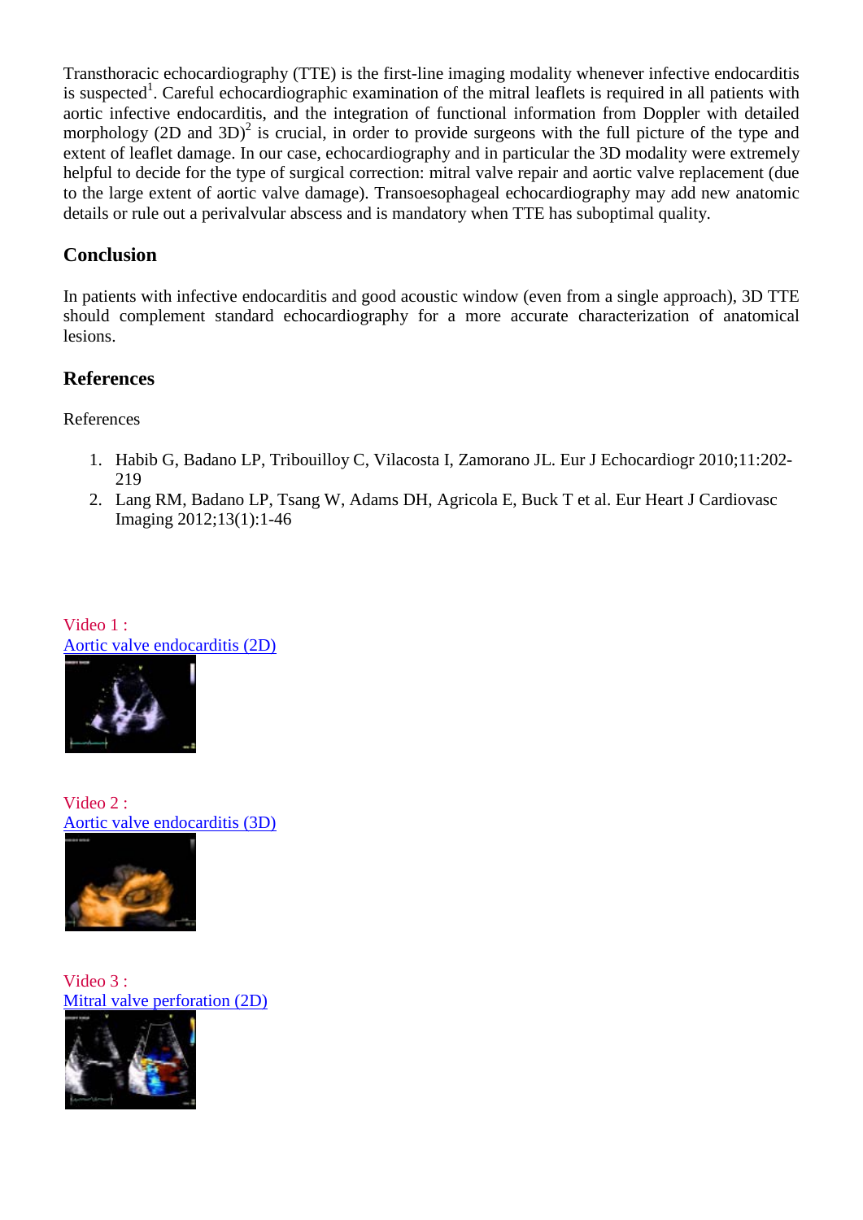Transthoracic echocardiography (TTE) is the first-line imaging modality whenever infective endocarditis is suspected[1]. Careful echocardiographic examination of the mitral leaflets is required in all patients with aortic infective endocarditis, and the integration of functional information from Doppler with detailed morphology (2D and 3D)[2] is crucial, in order to provide surgeons with the full picture of the type and extent of leaflet damage. In our case, echocardiography and in particular the 3D modality were extremely helpful to decide for the type of surgical correction: mitral valve repair and aortic valve replacement (due to the large extent of aortic valve damage). Transoesophageal echocardiography may add new anatomic details or rule out a perivalvular abscess and is mandatory when TTE has suboptimal quality.

## Conclusion

In patients with infective endocarditis and good acoustic window (even from a single approach), 3D TTE should complement standard echocardiography for a more accurate characterization of anatomical lesions.

## References

References

1. Habib G, Badano LP, Tribouilloy C, Vilacosta I, Zamorano JL. Eur J Echocardiogr 2010;11:202-219
2. Lang RM, Badano LP, Tsang W, Adams DH, Agricola E, Buck T et al. Eur Heart J Cardiovasc Imaging 2012;13(1):1-46

Video 1 :
Aortic valve endocarditis (2D)

Video 2 :
Aortic valve endocarditis (3D)

Video 3 :
Mitral valve perforation (2D)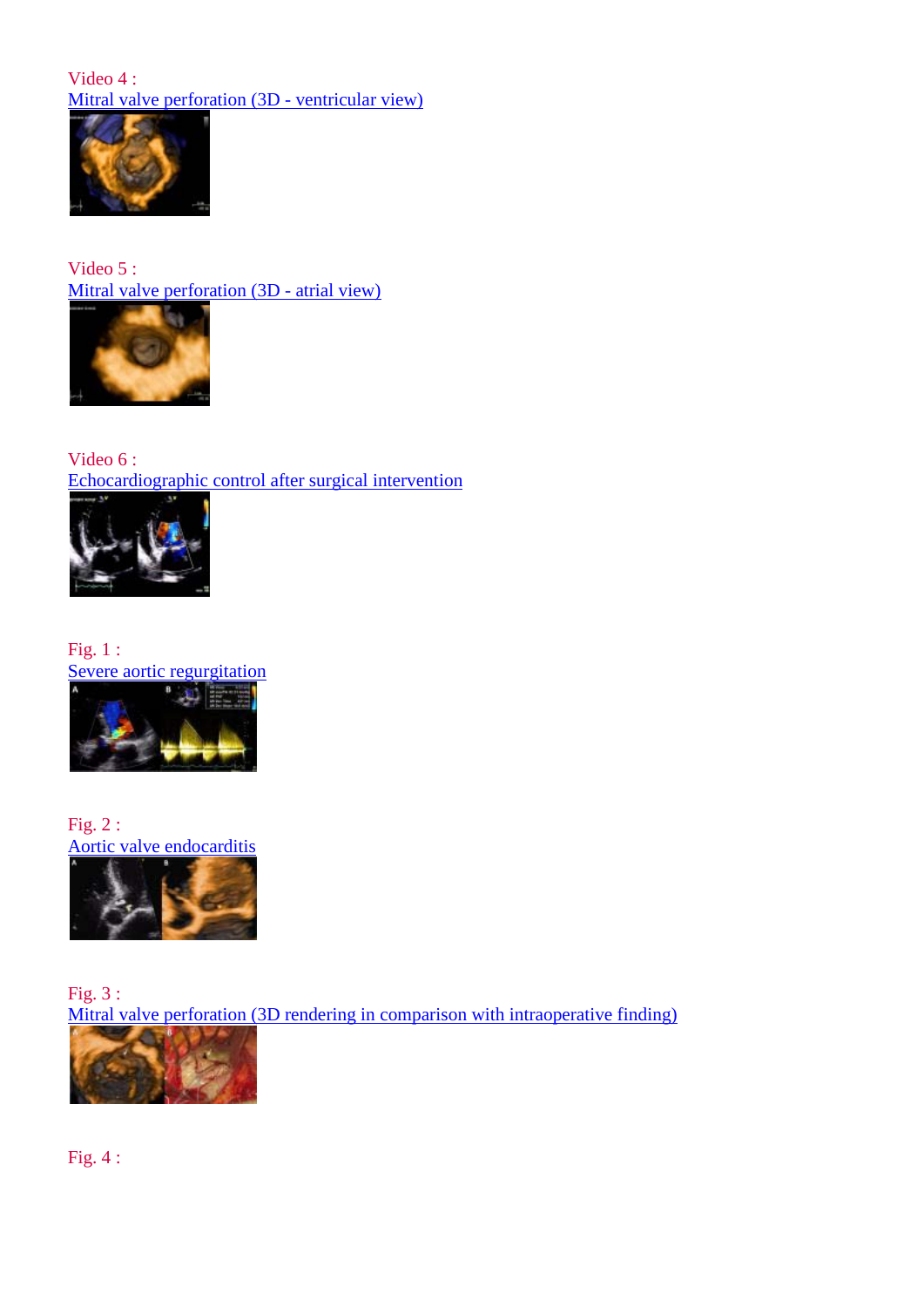Video 4 :
Mitral valve perforation (3D - ventricular view)

Video 5 :
Mitral valve perforation (3D - atrial view)

Video 6 :
Echocardiographic control after surgical intervention

Fig. 1 :
Severe aortic regurgitation

Fig. 2 :
Aortic valve endocarditis

Fig. 3 :
Mitral valve perforation (3D rendering in comparison with intraoperative finding)

Fig. 4 :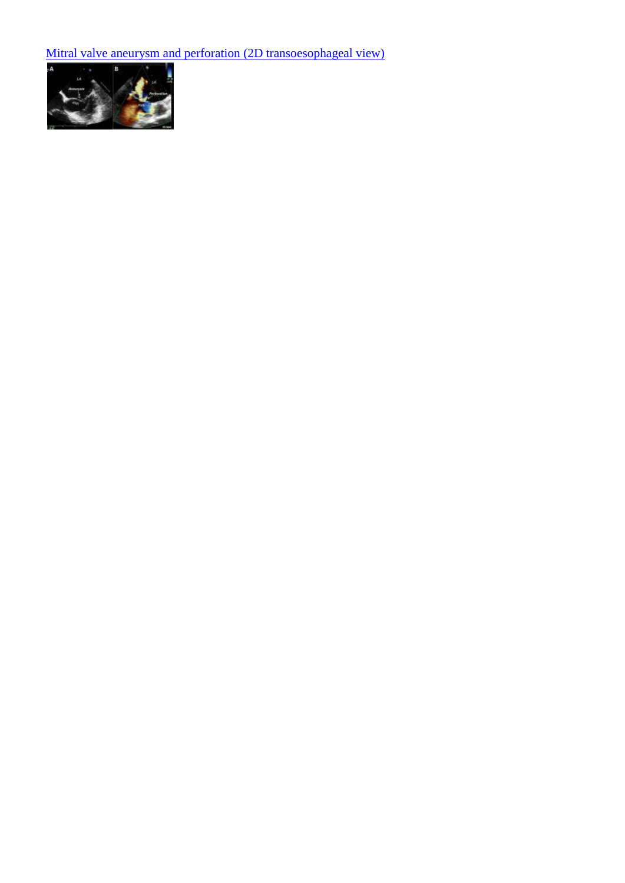Mitral valve aneurysm and perforation (2D transoesophageal view)